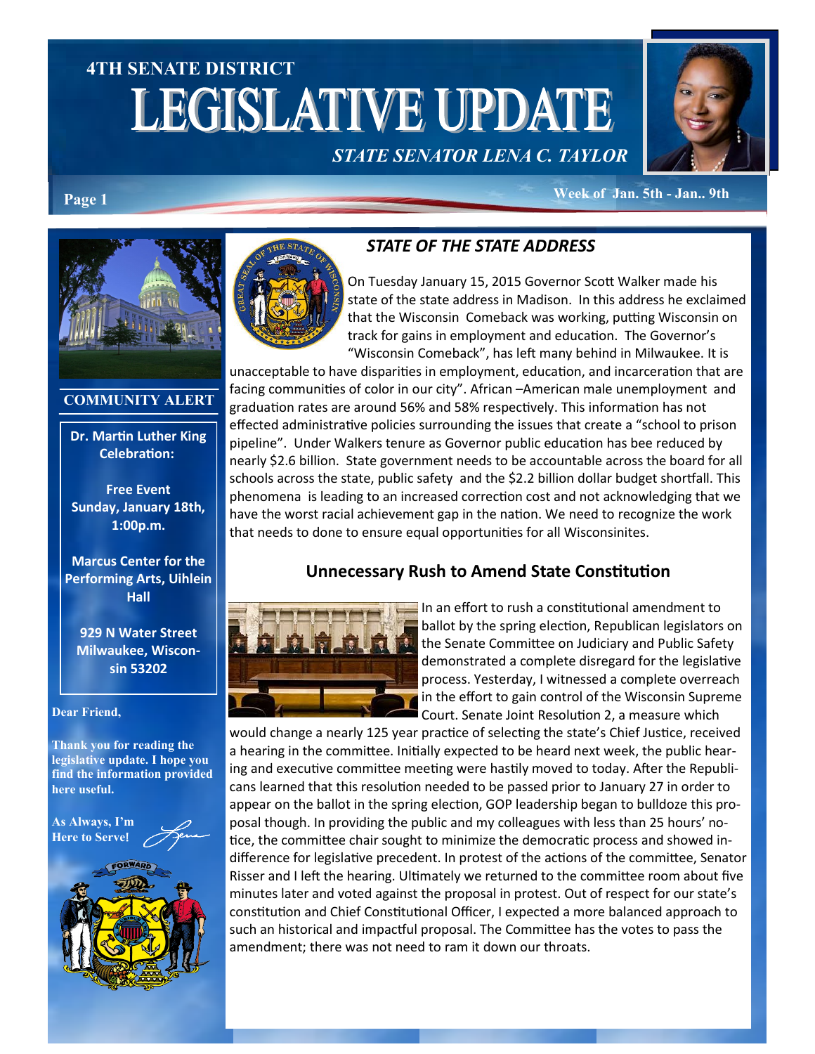4TH SENATE DISTRICT

# LEGISLATIVE UPDATE

*STATE SENATOR LENA C. TAYLOR*

Week of Jan. 5th - Jan.. 9th

## STATE OF THE STATE ADDRESS

On Tuesday January 15, 2015 Governor Scott Walker made his state of the state address in Madison. In this address he exclaimed that the Wisconsin Comeback was working, putting Wisconsin on track for gains in employment and education. The Governor's "Wisconsin Comeback", has left many behind in Milwaukee. It is unacceptable to have disparities in employment, education, and incarceration that are facing communities of color in our city". African –American male unemployment and graduation rates are around 56% and 58% respectively. This information has not effected administrative policies surrounding the issues that create a "school to prison pipeline". Under Walkers tenure as Governor public education has bee reduced by nearly $2.6 billion. State government needs to be accountable across the board for all schools across the state, public safety and the $2.2 billion dollar budget shortfall. This phenomena is leading to an increased correction cost and not acknowledging that we have the worst racial achievement gap in the nation. We need to recognize the work that needs to done to ensure equal opportunities for all Wisconsinites.

## Unnecessary Rush to Amend State Constitution

In an effort to rush a constitutional amendment to ballot by the spring election, Republican legislators on the Senate Committee on Judiciary and Public Safety demonstrated a complete disregard for the legislative process. Yesterday, I witnessed a complete overreach in the effort to gain control of the Wisconsin Supreme Court. Senate Joint Resolution 2, a measure which would change a nearly 125 year practice of selecting the state's Chief Justice, received a hearing in the committee. Initially expected to be heard next week, the public hearing and executive committee meeting were hastily moved to today. After the Republicans learned that this resolution needed to be passed prior to January 27 in order to appear on the ballot in the spring election, GOP leadership began to bulldoze this proposal though. In providing the public and my colleagues with less than 25 hours' notice, the committee chair sought to minimize the democratic process and showed indifference for legislative precedent. In protest of the actions of the committee, Senator Risser and I left the hearing. Ultimately we returned to the committee room about five minutes later and voted against the proposal in protest. Out of respect for our state's constitution and Chief Constitutional Officer, I expected a more balanced approach to such an historical and impactful proposal. The Committee has the votes to pass the amendment; there was not need to ram it down our throats.

### COMMUNITY ALERT

**Dr. Martin Luther King Celebration:**

**Free Event**
**Sunday, January 18th, 1:00p.m.**

**Marcus Center for the Performing Arts, Uihlein Hall**

**929 N Water Street Milwaukee, Wisconsin 53202**

**Dear Friend,**

**Thank you for reading the legislative update. I hope you find the information provided here useful.**

**As Always, I'm Here to Serve!**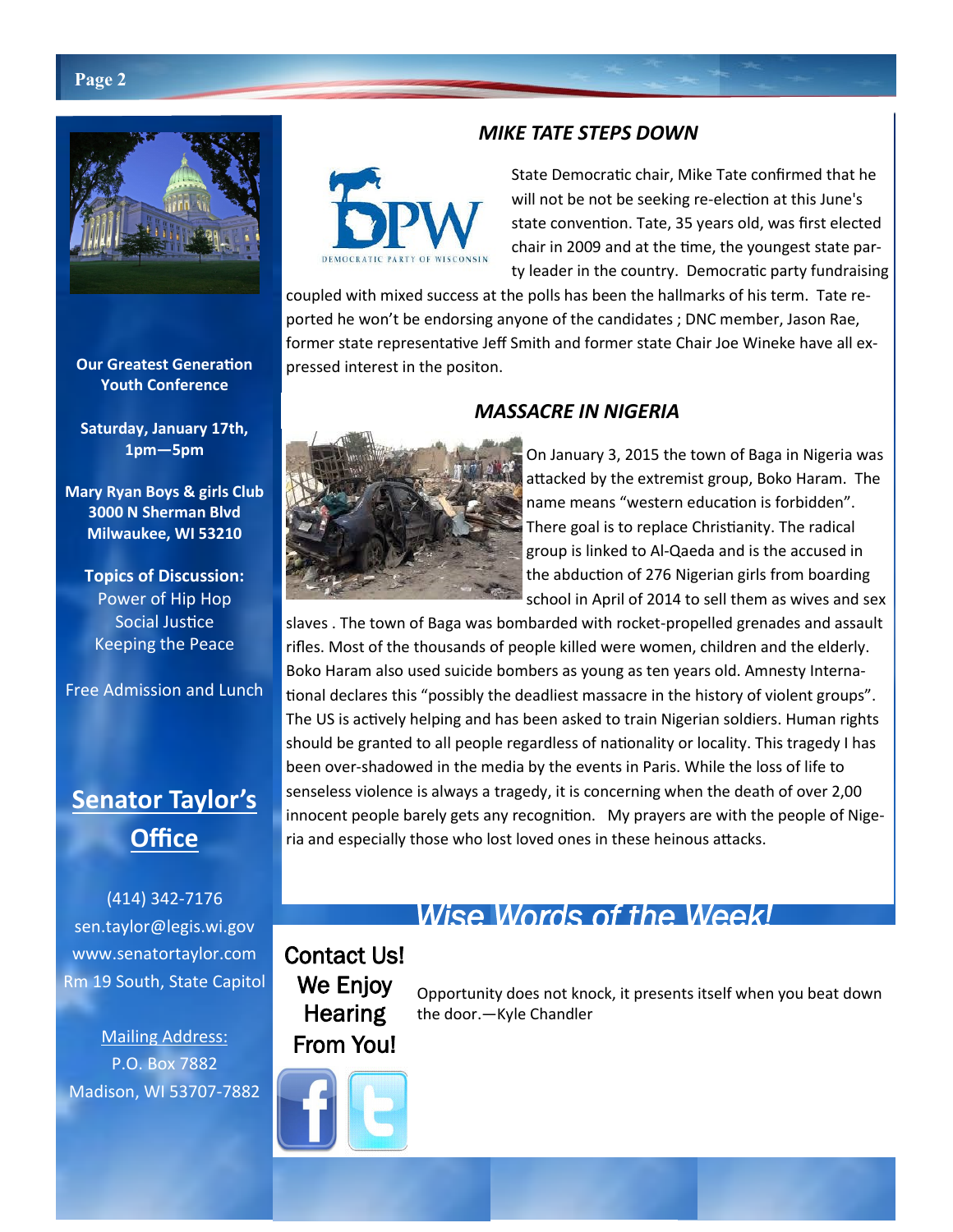## *MIKE TATE STEPS DOWN*

State Democratic chair, Mike Tate confirmed that he will not be not be seeking re-election at this June's state convention. Tate, 35 years old, was first elected chair in 2009 and at the time, the youngest state party leader in the country. Democratic party fundraising coupled with mixed success at the polls has been the hallmarks of his term. Tate reported he won't be endorsing anyone of the candidates ; DNC member, Jason Rae, former state representative Jeff Smith and former state Chair Joe Wineke have all expressed interest in the positon.

## *MASSACRE IN NIGERIA*

On January 3, 2015 the town of Baga in Nigeria was attacked by the extremist group, Boko Haram. The name means "western education is forbidden". There goal is to replace Christianity. The radical group is linked to Al-Qaeda and is the accused in the abduction of 276 Nigerian girls from boarding school in April of 2014 to sell them as wives and sex slaves . The town of Baga was bombarded with rocket-propelled grenades and assault rifles. Most of the thousands of people killed were women, children and the elderly. Boko Haram also used suicide bombers as young as ten years old. Amnesty International declares this "possibly the deadliest massacre in the history of violent groups". The US is actively helping and has been asked to train Nigerian soldiers. Human rights should be granted to all people regardless of nationality or locality. This tragedy I has been over-shadowed in the media by the events in Paris. While the loss of life to senseless violence is always a tragedy, it is concerning when the death of over 2,00 innocent people barely gets any recognition. My prayers are with the people of Nigeria and especially those who lost loved ones in these heinous attacks.

**Our Greatest Generation Youth Conference**

**Saturday, January 17th, 1pm—5pm**

**Mary Ryan Boys & girls Club**
**3000 N Sherman Blvd**
**Milwaukee, WI 53210**

**Topics of Discussion:**
Power of Hip Hop
Social Justice
Keeping the Peace

Free Admission and Lunch

## Senator Taylor's Office

(414) 342-7176
sen.taylor@legis.wi.gov
www.senatortaylor.com
Rm 19 South, State Capitol

Mailing Address:
P.O. Box 7882
Madison, WI 53707-7882

## *Wise Words of the Week!*

Opportunity does not knock, it presents itself when you beat down the door.—Kyle Chandler

**Contact Us! We Enjoy Hearing From You!**